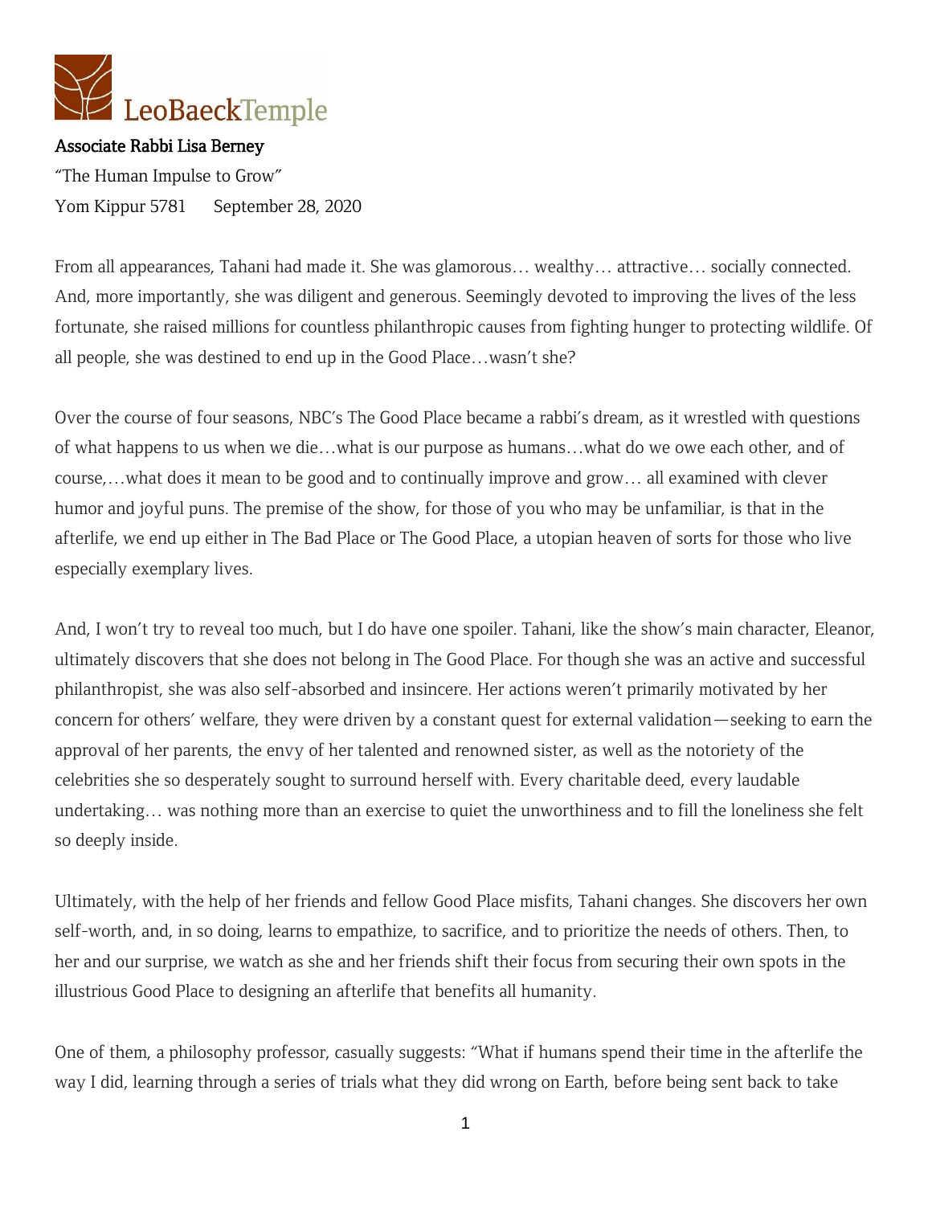LeoBaeckTemple

Associate Rabbi Lisa Berney

"The Human Impulse to Grow"

Yom Kippur 5781 September 28, 2020

From all appearances, Tahani had made it. She was glamorous… wealthy… attractive… socially connected. And, more importantly, she was diligent and generous. Seemingly devoted to improving the lives of the less fortunate, she raised millions for countless philanthropic causes from fighting hunger to protecting wildlife. Of all people, she was destined to end up in the Good Place…wasn't she?

Over the course of four seasons, NBC's The Good Place became a rabbi's dream, as it wrestled with questions of what happens to us when we die…what is our purpose as humans…what do we owe each other, and of course,…what does it mean to be good and to continually improve and grow… all examined with clever humor and joyful puns. The premise of the show, for those of you who may be unfamiliar, is that in the afterlife, we end up either in The Bad Place or The Good Place, a utopian heaven of sorts for those who live especially exemplary lives.

And, I won't try to reveal too much, but I do have one spoiler. Tahani, like the show's main character, Eleanor, ultimately discovers that she does not belong in The Good Place. For though she was an active and successful philanthropist, she was also self-absorbed and insincere. Her actions weren't primarily motivated by her concern for others' welfare, they were driven by a constant quest for external validation—seeking to earn the approval of her parents, the envy of her talented and renowned sister, as well as the notoriety of the celebrities she so desperately sought to surround herself with. Every charitable deed, every laudable undertaking… was nothing more than an exercise to quiet the unworthiness and to fill the loneliness she felt so deeply inside.

Ultimately, with the help of her friends and fellow Good Place misfits, Tahani changes. She discovers her own self-worth, and, in so doing, learns to empathize, to sacrifice, and to prioritize the needs of others. Then, to her and our surprise, we watch as she and her friends shift their focus from securing their own spots in the illustrious Good Place to designing an afterlife that benefits all humanity.

One of them, a philosophy professor, casually suggests: "What if humans spend their time in the afterlife the way I did, learning through a series of trials what they did wrong on Earth, before being sent back to take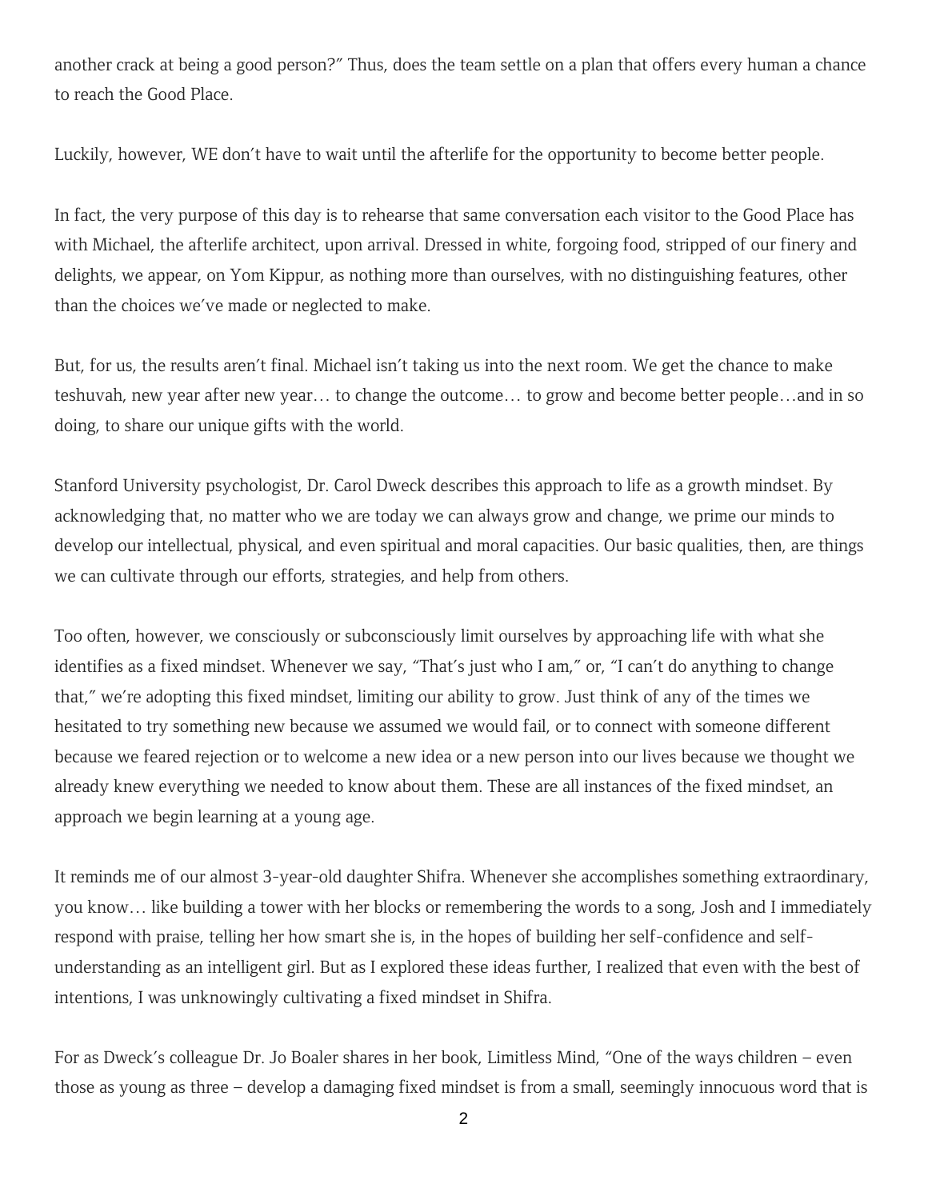another crack at being a good person?" Thus, does the team settle on a plan that offers every human a chance to reach the Good Place.

Luckily, however, WE don't have to wait until the afterlife for the opportunity to become better people.

In fact, the very purpose of this day is to rehearse that same conversation each visitor to the Good Place has with Michael, the afterlife architect, upon arrival. Dressed in white, forgoing food, stripped of our finery and delights, we appear, on Yom Kippur, as nothing more than ourselves, with no distinguishing features, other than the choices we've made or neglected to make.

But, for us, the results aren't final. Michael isn't taking us into the next room. We get the chance to make teshuvah, new year after new year… to change the outcome… to grow and become better people…and in so doing, to share our unique gifts with the world.

Stanford University psychologist, Dr. Carol Dweck describes this approach to life as a growth mindset. By acknowledging that, no matter who we are today we can always grow and change, we prime our minds to develop our intellectual, physical, and even spiritual and moral capacities. Our basic qualities, then, are things we can cultivate through our efforts, strategies, and help from others.

Too often, however, we consciously or subconsciously limit ourselves by approaching life with what she identifies as a fixed mindset. Whenever we say, "That's just who I am," or, "I can't do anything to change that," we're adopting this fixed mindset, limiting our ability to grow. Just think of any of the times we hesitated to try something new because we assumed we would fail, or to connect with someone different because we feared rejection or to welcome a new idea or a new person into our lives because we thought we already knew everything we needed to know about them. These are all instances of the fixed mindset, an approach we begin learning at a young age.

It reminds me of our almost 3-year-old daughter Shifra. Whenever she accomplishes something extraordinary, you know… like building a tower with her blocks or remembering the words to a song, Josh and I immediately respond with praise, telling her how smart she is, in the hopes of building her self-confidence and self-understanding as an intelligent girl. But as I explored these ideas further, I realized that even with the best of intentions, I was unknowingly cultivating a fixed mindset in Shifra.

For as Dweck's colleague Dr. Jo Boaler shares in her book, Limitless Mind, "One of the ways children – even those as young as three – develop a damaging fixed mindset is from a small, seemingly innocuous word that is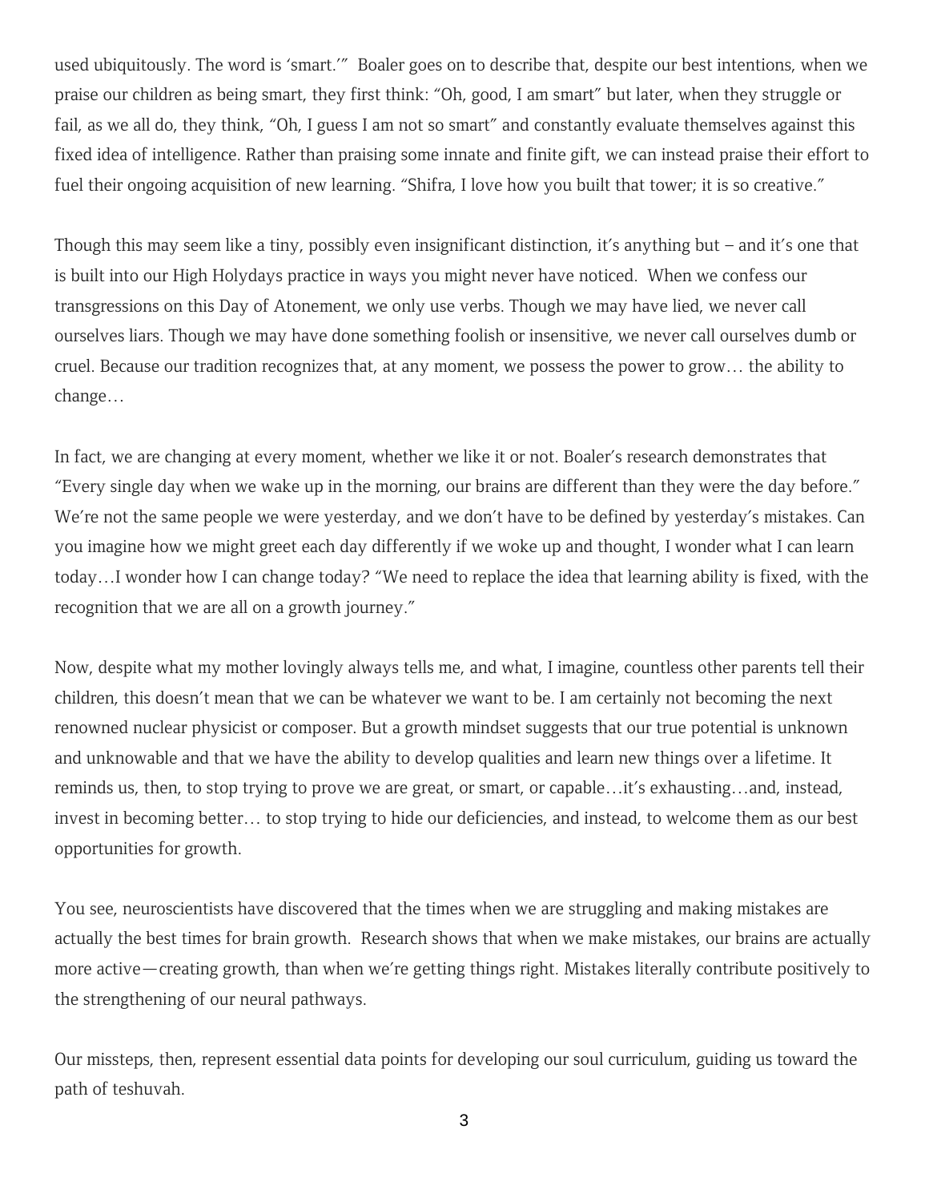used ubiquitously. The word is 'smart.'" Boaler goes on to describe that, despite our best intentions, when we praise our children as being smart, they first think: "Oh, good, I am smart" but later, when they struggle or fail, as we all do, they think, "Oh, I guess I am not so smart" and constantly evaluate themselves against this fixed idea of intelligence. Rather than praising some innate and finite gift, we can instead praise their effort to fuel their ongoing acquisition of new learning. "Shifra, I love how you built that tower; it is so creative."

Though this may seem like a tiny, possibly even insignificant distinction, it's anything but – and it's one that is built into our High Holydays practice in ways you might never have noticed. When we confess our transgressions on this Day of Atonement, we only use verbs. Though we may have lied, we never call ourselves liars. Though we may have done something foolish or insensitive, we never call ourselves dumb or cruel. Because our tradition recognizes that, at any moment, we possess the power to grow… the ability to change…

In fact, we are changing at every moment, whether we like it or not. Boaler's research demonstrates that "Every single day when we wake up in the morning, our brains are different than they were the day before." We're not the same people we were yesterday, and we don't have to be defined by yesterday's mistakes. Can you imagine how we might greet each day differently if we woke up and thought, I wonder what I can learn today…I wonder how I can change today? "We need to replace the idea that learning ability is fixed, with the recognition that we are all on a growth journey."

Now, despite what my mother lovingly always tells me, and what, I imagine, countless other parents tell their children, this doesn't mean that we can be whatever we want to be. I am certainly not becoming the next renowned nuclear physicist or composer. But a growth mindset suggests that our true potential is unknown and unknowable and that we have the ability to develop qualities and learn new things over a lifetime. It reminds us, then, to stop trying to prove we are great, or smart, or capable…it's exhausting…and, instead, invest in becoming better… to stop trying to hide our deficiencies, and instead, to welcome them as our best opportunities for growth.

You see, neuroscientists have discovered that the times when we are struggling and making mistakes are actually the best times for brain growth. Research shows that when we make mistakes, our brains are actually more active—creating growth, than when we're getting things right. Mistakes literally contribute positively to the strengthening of our neural pathways.

Our missteps, then, represent essential data points for developing our soul curriculum, guiding us toward the path of teshuvah.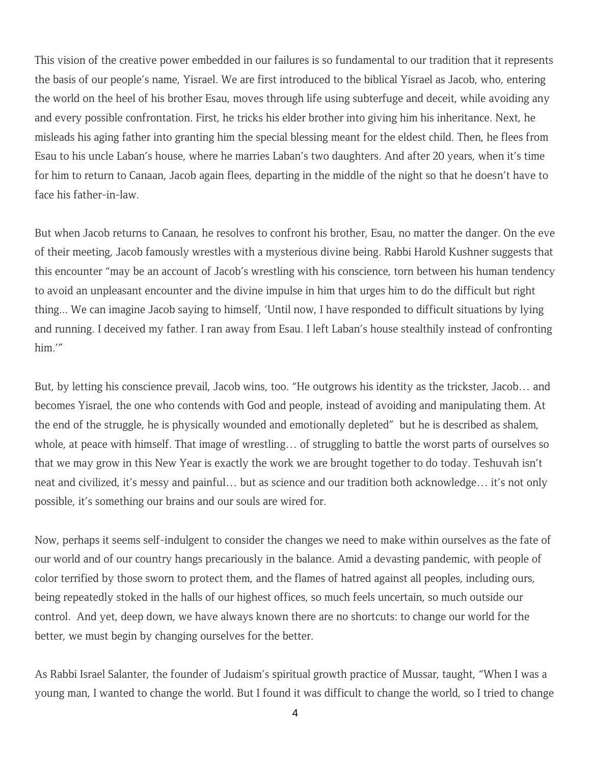This vision of the creative power embedded in our failures is so fundamental to our tradition that it represents the basis of our people's name, Yisrael. We are first introduced to the biblical Yisrael as Jacob, who, entering the world on the heel of his brother Esau, moves through life using subterfuge and deceit, while avoiding any and every possible confrontation. First, he tricks his elder brother into giving him his inheritance. Next, he misleads his aging father into granting him the special blessing meant for the eldest child. Then, he flees from Esau to his uncle Laban's house, where he marries Laban's two daughters. And after 20 years, when it's time for him to return to Canaan, Jacob again flees, departing in the middle of the night so that he doesn't have to face his father-in-law.

But when Jacob returns to Canaan, he resolves to confront his brother, Esau, no matter the danger. On the eve of their meeting, Jacob famously wrestles with a mysterious divine being. Rabbi Harold Kushner suggests that this encounter "may be an account of Jacob's wrestling with his conscience, torn between his human tendency to avoid an unpleasant encounter and the divine impulse in him that urges him to do the difficult but right thing... We can imagine Jacob saying to himself, 'Until now, I have responded to difficult situations by lying and running. I deceived my father. I ran away from Esau. I left Laban's house stealthily instead of confronting him.'"

But, by letting his conscience prevail, Jacob wins, too. "He outgrows his identity as the trickster, Jacob… and becomes Yisrael, the one who contends with God and people, instead of avoiding and manipulating them. At the end of the struggle, he is physically wounded and emotionally depleted" but he is described as shalem, whole, at peace with himself. That image of wrestling… of struggling to battle the worst parts of ourselves so that we may grow in this New Year is exactly the work we are brought together to do today. Teshuvah isn't neat and civilized, it's messy and painful… but as science and our tradition both acknowledge… it's not only possible, it's something our brains and our souls are wired for.

Now, perhaps it seems self-indulgent to consider the changes we need to make within ourselves as the fate of our world and of our country hangs precariously in the balance. Amid a devasting pandemic, with people of color terrified by those sworn to protect them, and the flames of hatred against all peoples, including ours, being repeatedly stoked in the halls of our highest offices, so much feels uncertain, so much outside our control. And yet, deep down, we have always known there are no shortcuts: to change our world for the better, we must begin by changing ourselves for the better.

As Rabbi Israel Salanter, the founder of Judaism's spiritual growth practice of Mussar, taught, "When I was a young man, I wanted to change the world. But I found it was difficult to change the world, so I tried to change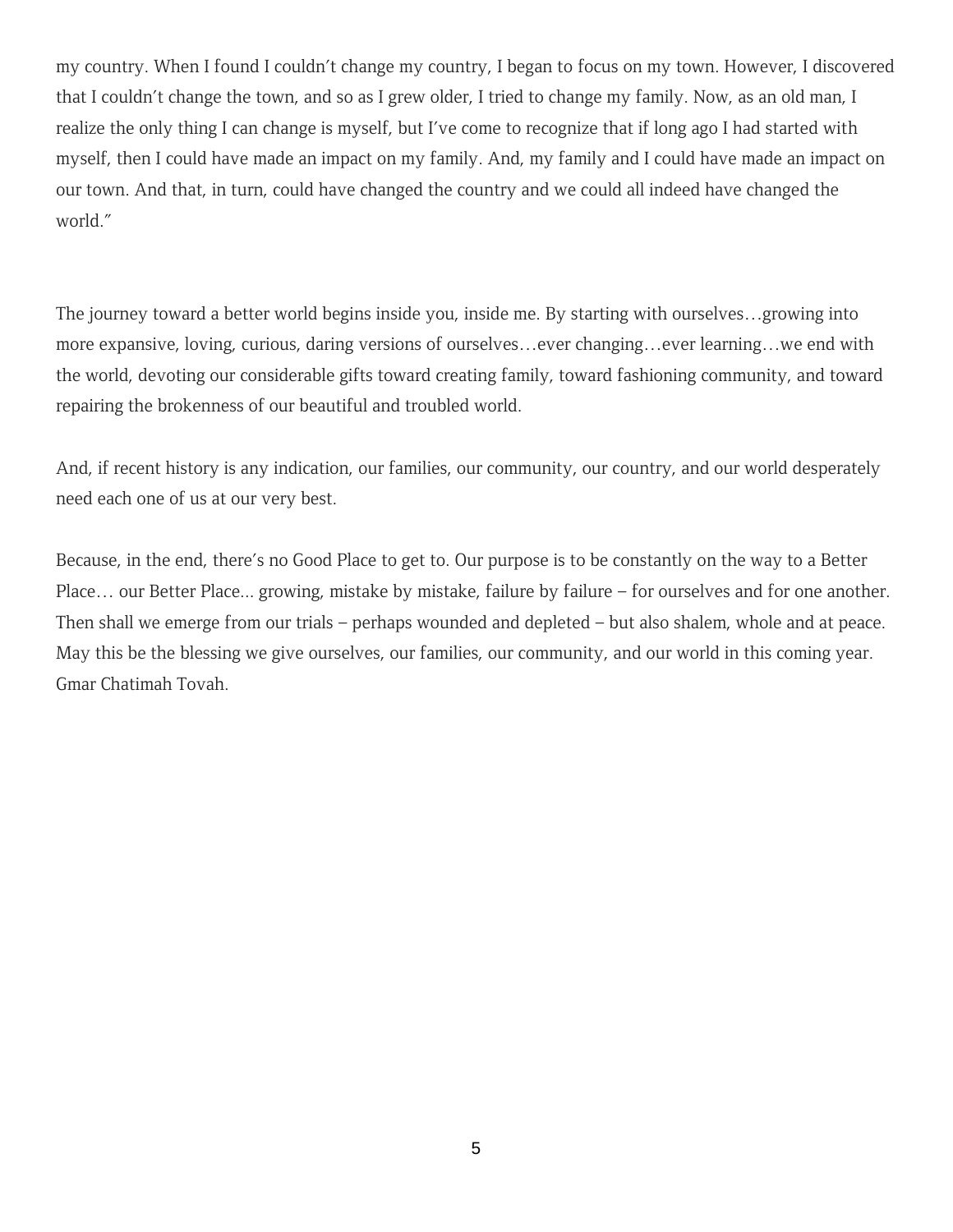my country. When I found I couldn't change my country, I began to focus on my town. However, I discovered that I couldn't change the town, and so as I grew older, I tried to change my family. Now, as an old man, I realize the only thing I can change is myself, but I've come to recognize that if long ago I had started with myself, then I could have made an impact on my family. And, my family and I could have made an impact on our town. And that, in turn, could have changed the country and we could all indeed have changed the world."

The journey toward a better world begins inside you, inside me. By starting with ourselves…growing into more expansive, loving, curious, daring versions of ourselves…ever changing…ever learning…we end with the world, devoting our considerable gifts toward creating family, toward fashioning community, and toward repairing the brokenness of our beautiful and troubled world.

And, if recent history is any indication, our families, our community, our country, and our world desperately need each one of us at our very best.

Because, in the end, there's no Good Place to get to. Our purpose is to be constantly on the way to a Better Place… our Better Place... growing, mistake by mistake, failure by failure – for ourselves and for one another. Then shall we emerge from our trials – perhaps wounded and depleted – but also shalem, whole and at peace. May this be the blessing we give ourselves, our families, our community, and our world in this coming year. Gmar Chatimah Tovah.